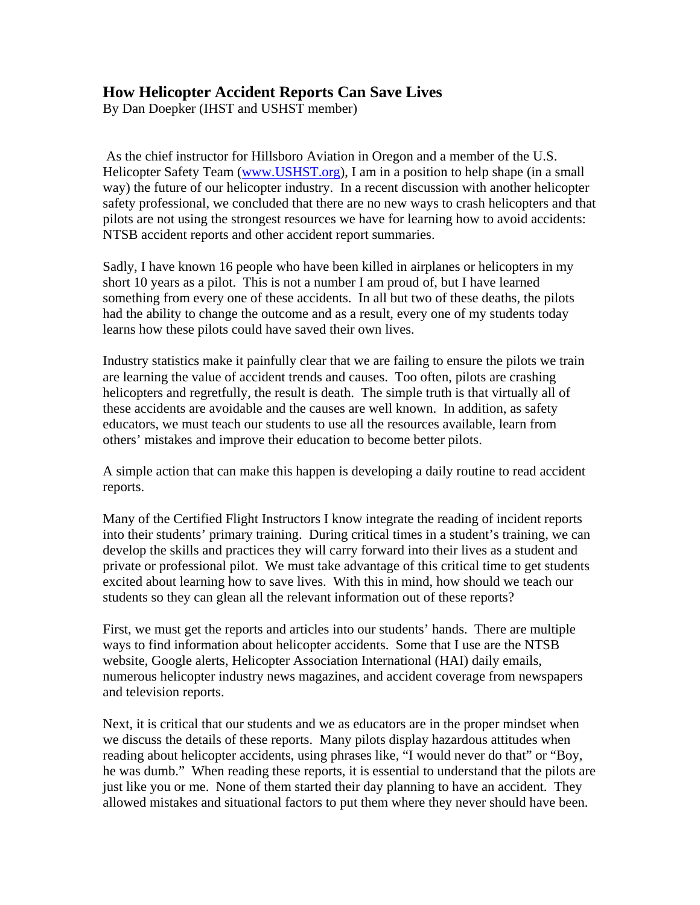# How Helicopter Accident Reports Can Save Lives

By Dan Doepker (IHST and USHST member)

As the chief instructor for Hillsboro Aviation in Oregon and a member of the U.S. Helicopter Safety Team (www.USHST.org), I am in a position to help shape (in a small way) the future of our helicopter industry. In a recent discussion with another helicopter safety professional, we concluded that there are no new ways to crash helicopters and that pilots are not using the strongest resources we have for learning how to avoid accidents: NTSB accident reports and other accident report summaries.

Sadly, I have known 16 people who have been killed in airplanes or helicopters in my short 10 years as a pilot. This is not a number I am proud of, but I have learned something from every one of these accidents. In all but two of these deaths, the pilots had the ability to change the outcome and as a result, every one of my students today learns how these pilots could have saved their own lives.

Industry statistics make it painfully clear that we are failing to ensure the pilots we train are learning the value of accident trends and causes. Too often, pilots are crashing helicopters and regretfully, the result is death. The simple truth is that virtually all of these accidents are avoidable and the causes are well known. In addition, as safety educators, we must teach our students to use all the resources available, learn from others' mistakes and improve their education to become better pilots.

A simple action that can make this happen is developing a daily routine to read accident reports.

Many of the Certified Flight Instructors I know integrate the reading of incident reports into their students' primary training. During critical times in a student's training, we can develop the skills and practices they will carry forward into their lives as a student and private or professional pilot. We must take advantage of this critical time to get students excited about learning how to save lives. With this in mind, how should we teach our students so they can glean all the relevant information out of these reports?

First, we must get the reports and articles into our students' hands. There are multiple ways to find information about helicopter accidents. Some that I use are the NTSB website, Google alerts, Helicopter Association International (HAI) daily emails, numerous helicopter industry news magazines, and accident coverage from newspapers and television reports.

Next, it is critical that our students and we as educators are in the proper mindset when we discuss the details of these reports. Many pilots display hazardous attitudes when reading about helicopter accidents, using phrases like, "I would never do that" or "Boy, he was dumb." When reading these reports, it is essential to understand that the pilots are just like you or me. None of them started their day planning to have an accident. They allowed mistakes and situational factors to put them where they never should have been.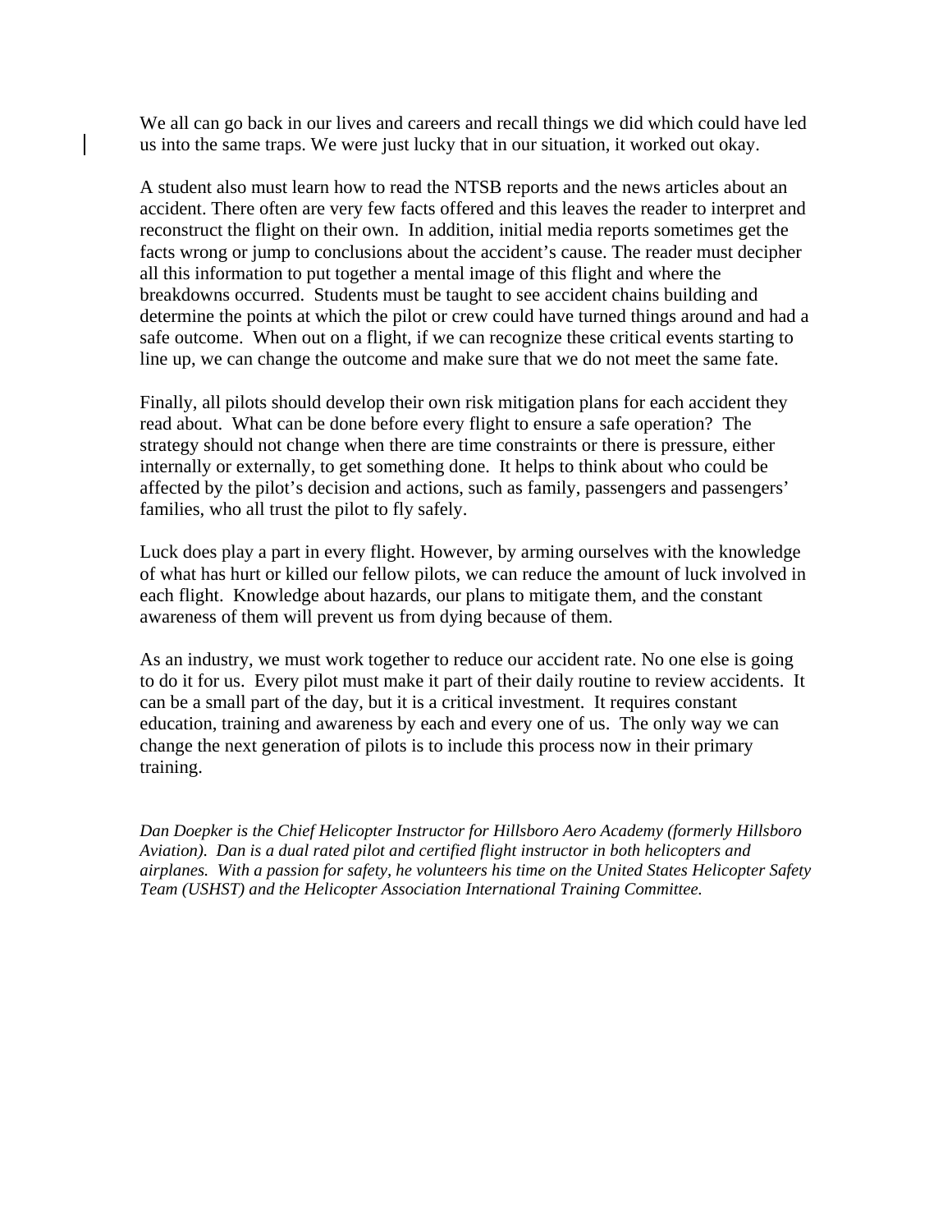We all can go back in our lives and careers and recall things we did which could have led us into the same traps. We were just lucky that in our situation, it worked out okay.

A student also must learn how to read the NTSB reports and the news articles about an accident. There often are very few facts offered and this leaves the reader to interpret and reconstruct the flight on their own. In addition, initial media reports sometimes get the facts wrong or jump to conclusions about the accident's cause. The reader must decipher all this information to put together a mental image of this flight and where the breakdowns occurred. Students must be taught to see accident chains building and determine the points at which the pilot or crew could have turned things around and had a safe outcome. When out on a flight, if we can recognize these critical events starting to line up, we can change the outcome and make sure that we do not meet the same fate.

Finally, all pilots should develop their own risk mitigation plans for each accident they read about. What can be done before every flight to ensure a safe operation? The strategy should not change when there are time constraints or there is pressure, either internally or externally, to get something done. It helps to think about who could be affected by the pilot's decision and actions, such as family, passengers and passengers' families, who all trust the pilot to fly safely.

Luck does play a part in every flight. However, by arming ourselves with the knowledge of what has hurt or killed our fellow pilots, we can reduce the amount of luck involved in each flight. Knowledge about hazards, our plans to mitigate them, and the constant awareness of them will prevent us from dying because of them.

As an industry, we must work together to reduce our accident rate. No one else is going to do it for us. Every pilot must make it part of their daily routine to review accidents. It can be a small part of the day, but it is a critical investment. It requires constant education, training and awareness by each and every one of us. The only way we can change the next generation of pilots is to include this process now in their primary training.

*Dan Doepker is the Chief Helicopter Instructor for Hillsboro Aero Academy (formerly Hillsboro Aviation). Dan is a dual rated pilot and certified flight instructor in both helicopters and airplanes. With a passion for safety, he volunteers his time on the United States Helicopter Safety Team (USHST) and the Helicopter Association International Training Committee.*